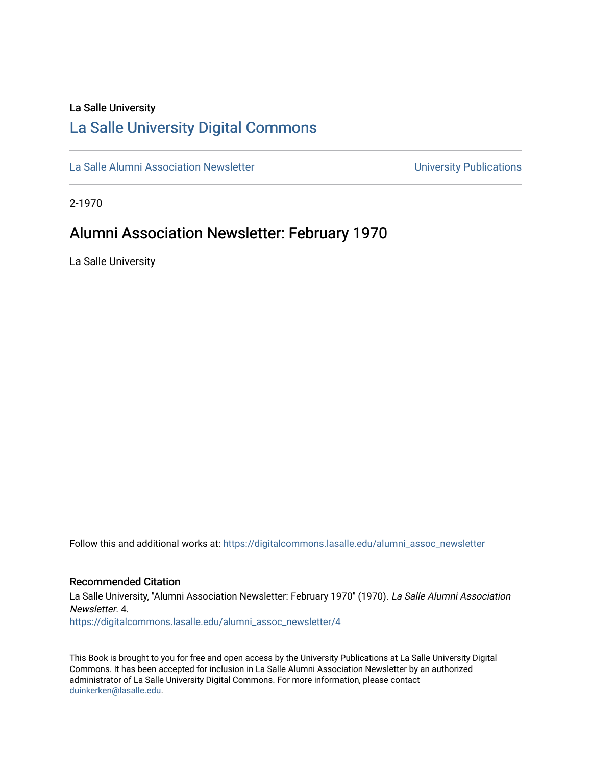La Salle University

# La Salle University Digital Commons

La Salle Alumni Association Newsletter

University Publications

2-1970

## Alumni Association Newsletter: February 1970

La Salle University

Follow this and additional works at: https://digitalcommons.lasalle.edu/alumni_assoc_newsletter

### Recommended Citation

La Salle University, "Alumni Association Newsletter: February 1970" (1970). *La Salle Alumni Association Newsletter*. 4.
https://digitalcommons.lasalle.edu/alumni_assoc_newsletter/4

This Book is brought to you for free and open access by the University Publications at La Salle University Digital Commons. It has been accepted for inclusion in La Salle Alumni Association Newsletter by an authorized administrator of La Salle University Digital Commons. For more information, please contact duinkerken@lasalle.edu.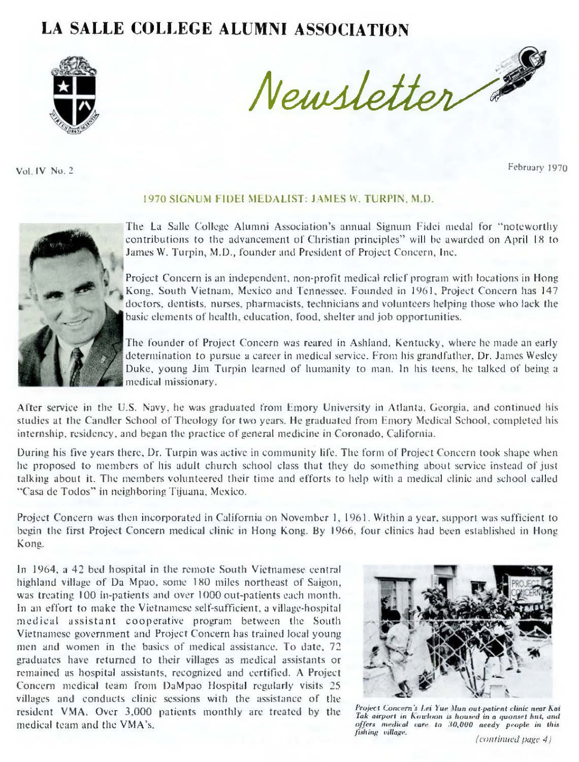# LA SALLE COLLEGE ALUMNI ASSOCIATION

## Newsletter

Vol. IV No. 2

February 1970

### 1970 SIGNUM FIDEI MEDALIST: JAMES W. TURPIN, M.D.

The La Salle College Alumni Association's annual Signum Fidei medal for "noteworthy contributions to the advancement of Christian principles" will be awarded on April 18 to James W. Turpin, M.D., founder and President of Project Concern, Inc.

Project Concern is an independent, non-profit medical relief program with locations in Hong Kong, South Vietnam, Mexico and Tennessee. Founded in 1961, Project Concern has 147 doctors, dentists, nurses, pharmacists, technicians and volunteers helping those who lack the basic elements of health, education, food, shelter and job opportunities.

The founder of Project Concern was reared in Ashland, Kentucky, where he made an early determination to pursue a career in medical service. From his grandfather, Dr. James Wesley Duke, young Jim Turpin learned of humanity to man. In his teens, he talked of being a medical missionary.

After service in the U.S. Navy, he was graduated from Emory University in Atlanta, Georgia, and continued his studies at the Candler School of Theology for two years. He graduated from Emory Medical School, completed his internship, residency, and began the practice of general medicine in Coronado, California.

During his five years there, Dr. Turpin was active in community life. The form of Project Concern took shape when he proposed to members of his adult church school class that they do something about service instead of just talking about it. The members volunteered their time and efforts to help with a medical clinic and school called "Casa de Todos" in neighboring Tijuana, Mexico.

Project Concern was then incorporated in California on November 1, 1961. Within a year, support was sufficient to begin the first Project Concern medical clinic in Hong Kong. By 1966, four clinics had been established in Hong Kong.

In 1964, a 42 bed hospital in the remote South Vietnamese central highland village of Da Mpao, some 180 miles northeast of Saigon, was treating 100 in-patients and over 1000 out-patients each month. In an effort to make the Vietnamese self-sufficient, a village-hospital medical assistant cooperative program between the South Vietnamese government and Project Concern has trained local young men and women in the basics of medical assistance. To date, 72 graduates have returned to their villages as medical assistants or remained as hospital assistants, recognized and certified. A Project Concern medical team from DaMpao Hospital regularly visits 25 villages and conducts clinic sessions with the assistance of the resident VMA. Over 3,000 patients monthly are treated by the medical team and the VMA's.

*Project Concern's Lei Yue Mun out-patient clinic near Kai Tak airport in Kowloon is housed in a quonset hut, and offers medical care to 30,000 needy people in this fishing village.*

*(continued page 4)*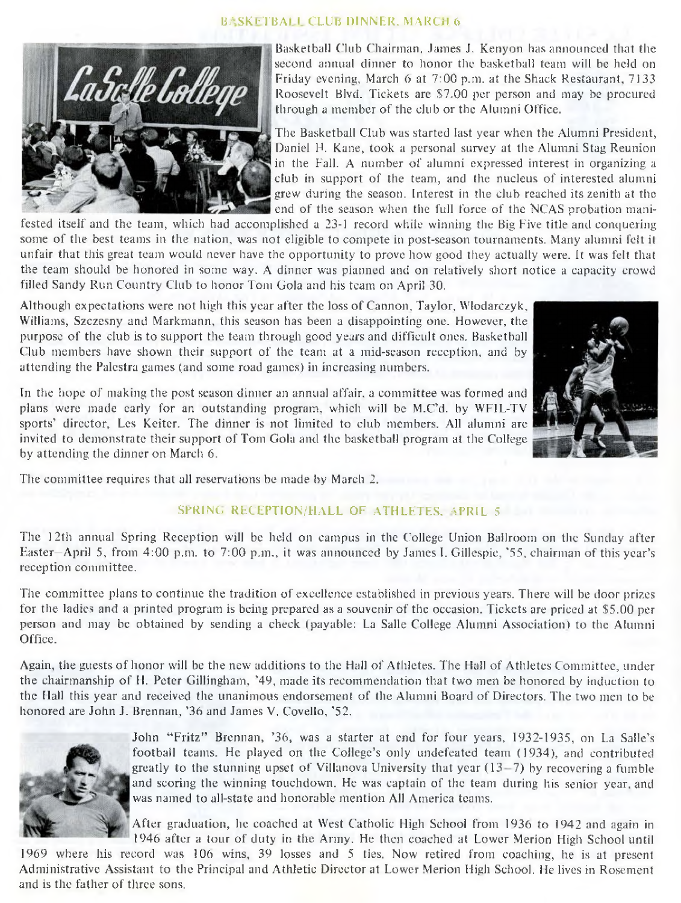## BASKETBALL CLUB DINNER, MARCH 6

Basketball Club Chairman, James J. Kenyon has announced that the second annual dinner to honor the basketball team will be held on Friday evening, March 6 at 7:00 p.m. at the Shack Restaurant, 7133 Roosevelt Blvd. Tickets are $7.00 per person and may be procured through a member of the club or the Alumni Office.

The Basketball Club was started last year when the Alumni President, Daniel H. Kane, took a personal survey at the Alumni Stag Reunion in the Fall. A number of alumni expressed interest in organizing a club in support of the team, and the nucleus of interested alumni grew during the season. Interest in the club reached its zenith at the end of the season when the full force of the NCAS probation manifested itself and the team, which had accomplished a 23-1 record while winning the Big Five title and conquering some of the best teams in the nation, was not eligible to compete in post-season tournaments. Many alumni felt it unfair that this great team would never have the opportunity to prove how good they actually were. It was felt that the team should be honored in some way. A dinner was planned and on relatively short notice a capacity crowd filled Sandy Run Country Club to honor Tom Gola and his team on April 30.

Although expectations were not high this year after the loss of Cannon, Taylor, Wlodarczyk, Williams, Szczesny and Markmann, this season has been a disappointing one. However, the purpose of the club is to support the team through good years and difficult ones. Basketball Club members have shown their support of the team at a mid-season reception, and by attending the Palestra games (and some road games) in increasing numbers.

In the hope of making the post season dinner an annual affair, a committee was formed and plans were made early for an outstanding program, which will be M.C'd. by WFIL-TV sports' director, Les Keiter. The dinner is not limited to club members. All alumni are invited to demonstrate their support of Tom Gola and the basketball program at the College by attending the dinner on March 6.

The committee requires that all reservations be made by March 2.

## SPRING RECEPTION/HALL OF ATHLETES, APRIL 5

The 12th annual Spring Reception will be held on campus in the College Union Ballroom on the Sunday after Easter–April 5, from 4:00 p.m. to 7:00 p.m., it was announced by James I. Gillespie, '55, chairman of this year's reception committee.

The committee plans to continue the tradition of excellence established in previous years. There will be door prizes for the ladies and a printed program is being prepared as a souvenir of the occasion. Tickets are priced at $5.00 per person and may be obtained by sending a check (payable: La Salle College Alumni Association) to the Alumni Office.

Again, the guests of honor will be the new additions to the Hall of Athletes. The Hall of Athletes Committee, under the chairmanship of H. Peter Gillingham, '49, made its recommendation that two men be honored by induction to the Hall this year and received the unanimous endorsement of the Alumni Board of Directors. The two men to be honored are John J. Brennan, '36 and James V. Covello, '52.

John "Fritz" Brennan, '36, was a starter at end for four years, 1932-1935, on La Salle's football teams. He played on the College's only undefeated team (1934), and contributed greatly to the stunning upset of Villanova University that year (13–7) by recovering a fumble and scoring the winning touchdown. He was captain of the team during his senior year, and was named to all-state and honorable mention All America teams.

After graduation, he coached at West Catholic High School from 1936 to 1942 and again in 1946 after a tour of duty in the Army. He then coached at Lower Merion High School until 1969 where his record was 106 wins, 39 losses and 5 ties. Now retired from coaching, he is at present Administrative Assistant to the Principal and Athletic Director at Lower Merion High School. He lives in Rosemont and is the father of three sons.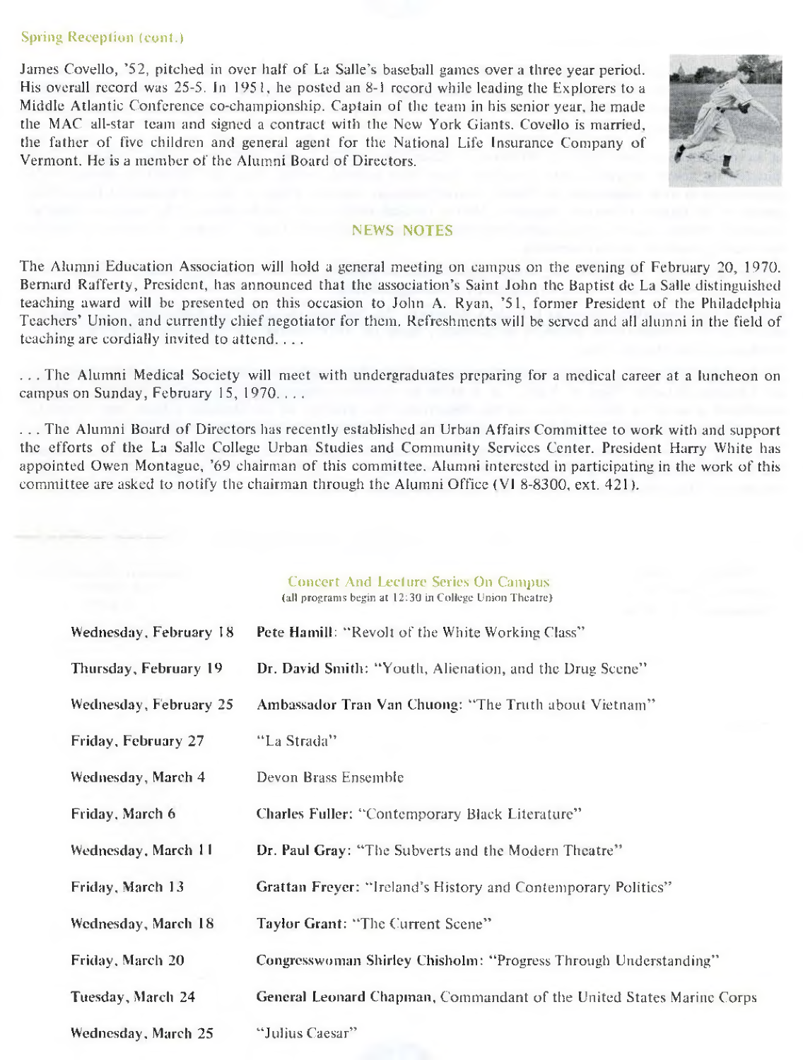Spring Reception (cont.)

James Covello, '52, pitched in over half of La Salle's baseball games over a three year period. His overall record was 25-5. In 1951, he posted an 8-1 record while leading the Explorers to a Middle Atlantic Conference co-championship. Captain of the team in his senior year, he made the MAC all-star team and signed a contract with the New York Giants. Covello is married, the father of five children and general agent for the National Life Insurance Company of Vermont. He is a member of the Alumni Board of Directors.

## NEWS NOTES

The Alumni Education Association will hold a general meeting on campus on the evening of February 20, 1970. Bernard Rafferty, President, has announced that the association's Saint John the Baptist de La Salle distinguished teaching award will be presented on this occasion to John A. Ryan, '51, former President of the Philadelphia Teachers' Union, and currently chief negotiator for them. Refreshments will be served and all alumni in the field of teaching are cordially invited to attend. . . .

. . . The Alumni Medical Society will meet with undergraduates preparing for a medical career at a luncheon on campus on Sunday, February 15, 1970. . . .

. . . The Alumni Board of Directors has recently established an Urban Affairs Committee to work with and support the efforts of the La Salle College Urban Studies and Community Services Center. President Harry White has appointed Owen Montague, '69 chairman of this committee. Alumni interested in participating in the work of this committee are asked to notify the chairman through the Alumni Office (VI 8-8300, ext. 421).

### Concert And Lecture Series On Campus

(all programs begin at 12:30 in College Union Theatre)

| | |
|---|---|
| Wednesday, February 18 | **Pete Hamill**: "Revolt of the White Working Class" |
| Thursday, February 19 | **Dr. David Smith**: "Youth, Alienation, and the Drug Scene" |
| Wednesday, February 25 | **Ambassador Tran Van Chuong**: "The Truth about Vietnam" |
| Friday, February 27 | "La Strada" |
| Wednesday, March 4 | Devon Brass Ensemble |
| Friday, March 6 | **Charles Fuller**: "Contemporary Black Literature" |
| Wednesday, March 11 | **Dr. Paul Gray**: "The Subverts and the Modern Theatre" |
| Friday, March 13 | **Grattan Freyer**: "Ireland's History and Contemporary Politics" |
| Wednesday, March 18 | **Taylor Grant**: "The Current Scene" |
| Friday, March 20 | **Congresswoman Shirley Chisholm**: "Progress Through Understanding" |
| Tuesday, March 24 | **General Leonard Chapman**, Commandant of the United States Marine Corps |
| Wednesday, March 25 | "Julius Caesar" |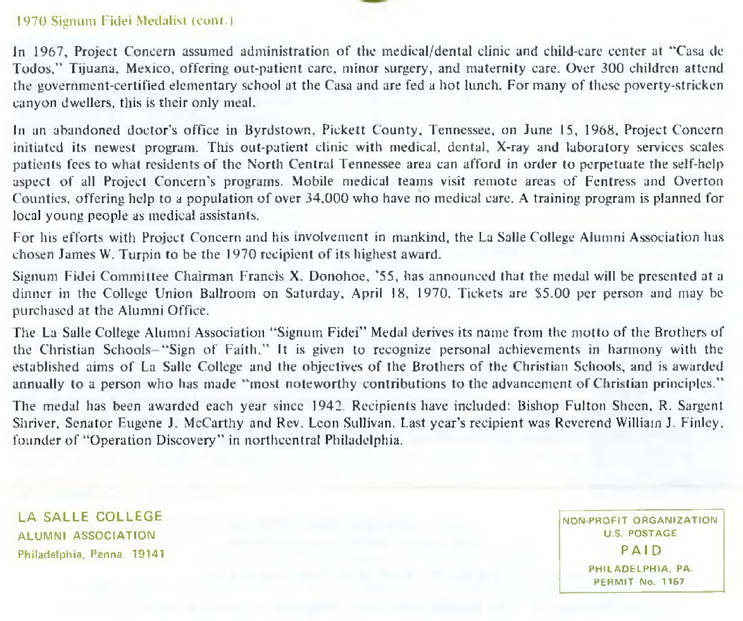## 1970 Signum Fidei Medalist (cont.)

In 1967, Project Concern assumed administration of the medical/dental clinic and child-care center at "Casa de Todos," Tijuana, Mexico, offering out-patient care, minor surgery, and maternity care. Over 300 children attend the government-certified elementary school at the Casa and are fed a hot lunch. For many of these poverty-stricken canyon dwellers, this is their only meal.

In an abandoned doctor's office in Byrdstown, Pickett County, Tennessee, on June 15, 1968, Project Concern initiated its newest program. This out-patient clinic with medical, dental, X-ray and laboratory services scales patients fees to what residents of the North Central Tennessee area can afford in order to perpetuate the self-help aspect of all Project Concern's programs. Mobile medical teams visit remote areas of Fentress and Overton Counties, offering help to a population of over 34,000 who have no medical care. A training program is planned for local young people as medical assistants.

For his efforts with Project Concern and his involvement in mankind, the La Salle College Alumni Association has chosen James W. Turpin to be the 1970 recipient of its highest award.

Signum Fidei Committee Chairman Francis X. Donohoe, '55, has announced that the medal will be presented at a dinner in the College Union Ballroom on Saturday, April 18, 1970. Tickets are $5.00 per person and may be purchased at the Alumni Office.

The La Salle College Alumni Association "Signum Fidei" Medal derives its name from the motto of the Brothers of the Christian Schools—"Sign of Faith." It is given to recognize personal achievements in harmony with the established aims of La Salle College and the objectives of the Brothers of the Christian Schools, and is awarded annually to a person who has made "most noteworthy contributions to the advancement of Christian principles."

The medal has been awarded each year since 1942. Recipients have included: Bishop Fulton Sheen, R. Sargent Shriver, Senator Eugene J. McCarthy and Rev. Leon Sullivan. Last year's recipient was Reverend William J. Finley, founder of "Operation Discovery" in northcentral Philadelphia.

LA SALLE COLLEGE
ALUMNI ASSOCIATION
Philadelphia, Penna. 19141

NON-PROFIT ORGANIZATION
U.S. POSTAGE
PAID
PHILADELPHIA, PA.
PERMIT No. 1167